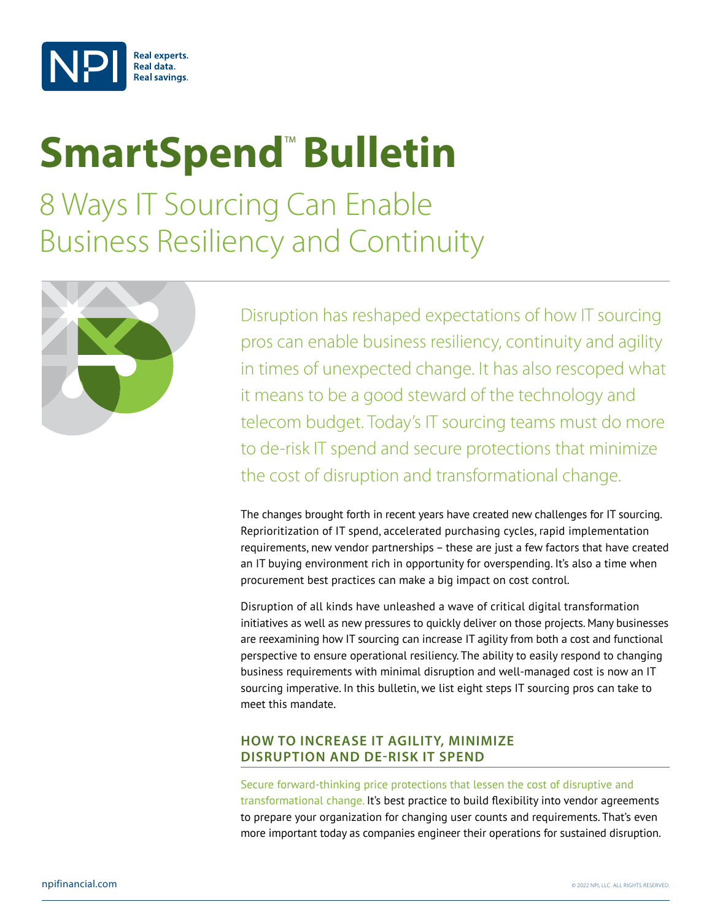# SmartSpend™ Bulletin

## 8 Ways IT Sourcing Can Enable Business Resiliency and Continuity

Disruption has reshaped expectations of how IT sourcing pros can enable business resiliency, continuity and agility in times of unexpected change. It has also rescoped what it means to be a good steward of the technology and telecom budget. Today's IT sourcing teams must do more to de-risk IT spend and secure protections that minimize the cost of disruption and transformational change.

The changes brought forth in recent years have created new challenges for IT sourcing. Reprioritization of IT spend, accelerated purchasing cycles, rapid implementation requirements, new vendor partnerships – these are just a few factors that have created an IT buying environment rich in opportunity for overspending. It's also a time when procurement best practices can make a big impact on cost control.

Disruption of all kinds have unleashed a wave of critical digital transformation initiatives as well as new pressures to quickly deliver on those projects. Many businesses are reexamining how IT sourcing can increase IT agility from both a cost and functional perspective to ensure operational resiliency. The ability to easily respond to changing business requirements with minimal disruption and well-managed cost is now an IT sourcing imperative. In this bulletin, we list eight steps IT sourcing pros can take to meet this mandate.

### HOW TO INCREASE IT AGILITY, MINIMIZE DISRUPTION AND DE-RISK IT SPEND

Secure forward-thinking price protections that lessen the cost of disruptive and transformational change. It's best practice to build flexibility into vendor agreements to prepare your organization for changing user counts and requirements. That's even more important today as companies engineer their operations for sustained disruption.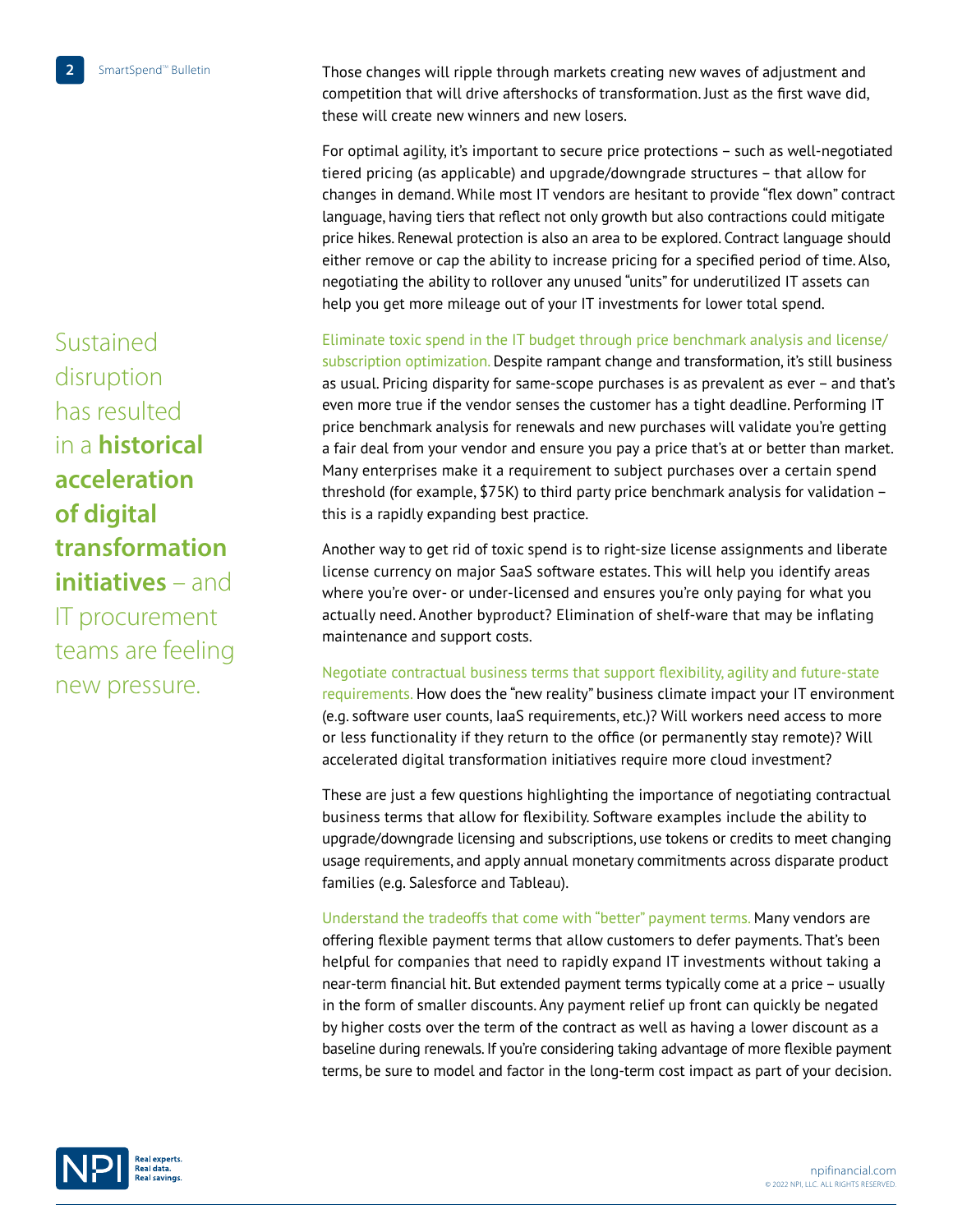Those changes will ripple through markets creating new waves of adjustment and competition that will drive aftershocks of transformation. Just as the first wave did, these will create new winners and new losers.

For optimal agility, it's important to secure price protections – such as well-negotiated tiered pricing (as applicable) and upgrade/downgrade structures – that allow for changes in demand. While most IT vendors are hesitant to provide "flex down" contract language, having tiers that reflect not only growth but also contractions could mitigate price hikes. Renewal protection is also an area to be explored. Contract language should either remove or cap the ability to increase pricing for a specified period of time. Also, negotiating the ability to rollover any unused "units" for underutilized IT assets can help you get more mileage out of your IT investments for lower total spend.

> Sustained disruption has resulted in a **historical acceleration of digital transformation initiatives** – and IT procurement teams are feeling new pressure.

**Eliminate toxic spend in the IT budget through price benchmark analysis and license/subscription optimization.** Despite rampant change and transformation, it's still business as usual. Pricing disparity for same-scope purchases is as prevalent as ever – and that's even more true if the vendor senses the customer has a tight deadline. Performing IT price benchmark analysis for renewals and new purchases will validate you're getting a fair deal from your vendor and ensure you pay a price that's at or better than market. Many enterprises make it a requirement to subject purchases over a certain spend threshold (for example, $75K) to third party price benchmark analysis for validation – this is a rapidly expanding best practice.

Another way to get rid of toxic spend is to right-size license assignments and liberate license currency on major SaaS software estates. This will help you identify areas where you're over- or under-licensed and ensures you're only paying for what you actually need. Another byproduct? Elimination of shelf-ware that may be inflating maintenance and support costs.

**Negotiate contractual business terms that support flexibility, agility and future-state requirements.** How does the "new reality" business climate impact your IT environment (e.g. software user counts, IaaS requirements, etc.)? Will workers need access to more or less functionality if they return to the office (or permanently stay remote)? Will accelerated digital transformation initiatives require more cloud investment?

These are just a few questions highlighting the importance of negotiating contractual business terms that allow for flexibility. Software examples include the ability to upgrade/downgrade licensing and subscriptions, use tokens or credits to meet changing usage requirements, and apply annual monetary commitments across disparate product families (e.g. Salesforce and Tableau).

**Understand the tradeoffs that come with "better" payment terms.** Many vendors are offering flexible payment terms that allow customers to defer payments. That's been helpful for companies that need to rapidly expand IT investments without taking a near-term financial hit. But extended payment terms typically come at a price – usually in the form of smaller discounts. Any payment relief up front can quickly be negated by higher costs over the term of the contract as well as having a lower discount as a baseline during renewals. If you're considering taking advantage of more flexible payment terms, be sure to model and factor in the long-term cost impact as part of your decision.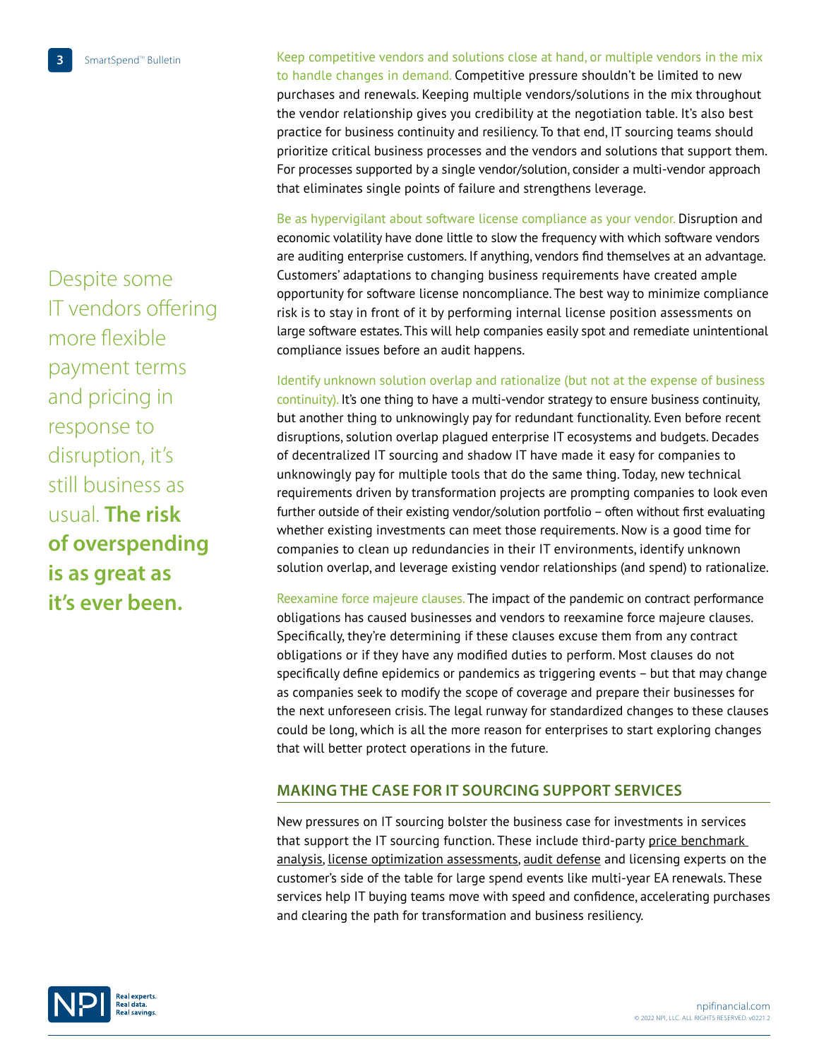Despite some IT vendors offering more flexible payment terms and pricing in response to disruption, it's still business as usual. **The risk of overspending is as great as it's ever been.**

Keep competitive vendors and solutions close at hand, or multiple vendors in the mix to handle changes in demand. Competitive pressure shouldn't be limited to new purchases and renewals. Keeping multiple vendors/solutions in the mix throughout the vendor relationship gives you credibility at the negotiation table. It's also best practice for business continuity and resiliency. To that end, IT sourcing teams should prioritize critical business processes and the vendors and solutions that support them. For processes supported by a single vendor/solution, consider a multi-vendor approach that eliminates single points of failure and strengthens leverage.

Be as hypervigilant about software license compliance as your vendor. Disruption and economic volatility have done little to slow the frequency with which software vendors are auditing enterprise customers. If anything, vendors find themselves at an advantage. Customers' adaptations to changing business requirements have created ample opportunity for software license noncompliance. The best way to minimize compliance risk is to stay in front of it by performing internal license position assessments on large software estates. This will help companies easily spot and remediate unintentional compliance issues before an audit happens.

Identify unknown solution overlap and rationalize (but not at the expense of business continuity). It's one thing to have a multi-vendor strategy to ensure business continuity, but another thing to unknowingly pay for redundant functionality. Even before recent disruptions, solution overlap plagued enterprise IT ecosystems and budgets. Decades of decentralized IT sourcing and shadow IT have made it easy for companies to unknowingly pay for multiple tools that do the same thing. Today, new technical requirements driven by transformation projects are prompting companies to look even further outside of their existing vendor/solution portfolio – often without first evaluating whether existing investments can meet those requirements. Now is a good time for companies to clean up redundancies in their IT environments, identify unknown solution overlap, and leverage existing vendor relationships (and spend) to rationalize.

Reexamine force majeure clauses. The impact of the pandemic on contract performance obligations has caused businesses and vendors to reexamine force majeure clauses. Specifically, they're determining if these clauses excuse them from any contract obligations or if they have any modified duties to perform. Most clauses do not specifically define epidemics or pandemics as triggering events – but that may change as companies seek to modify the scope of coverage and prepare their businesses for the next unforeseen crisis. The legal runway for standardized changes to these clauses could be long, which is all the more reason for enterprises to start exploring changes that will better protect operations in the future.

## MAKING THE CASE FOR IT SOURCING SUPPORT SERVICES

New pressures on IT sourcing bolster the business case for investments in services that support the IT sourcing function. These include third-party price benchmark analysis, license optimization assessments, audit defense and licensing experts on the customer's side of the table for large spend events like multi-year EA renewals. These services help IT buying teams move with speed and confidence, accelerating purchases and clearing the path for transformation and business resiliency.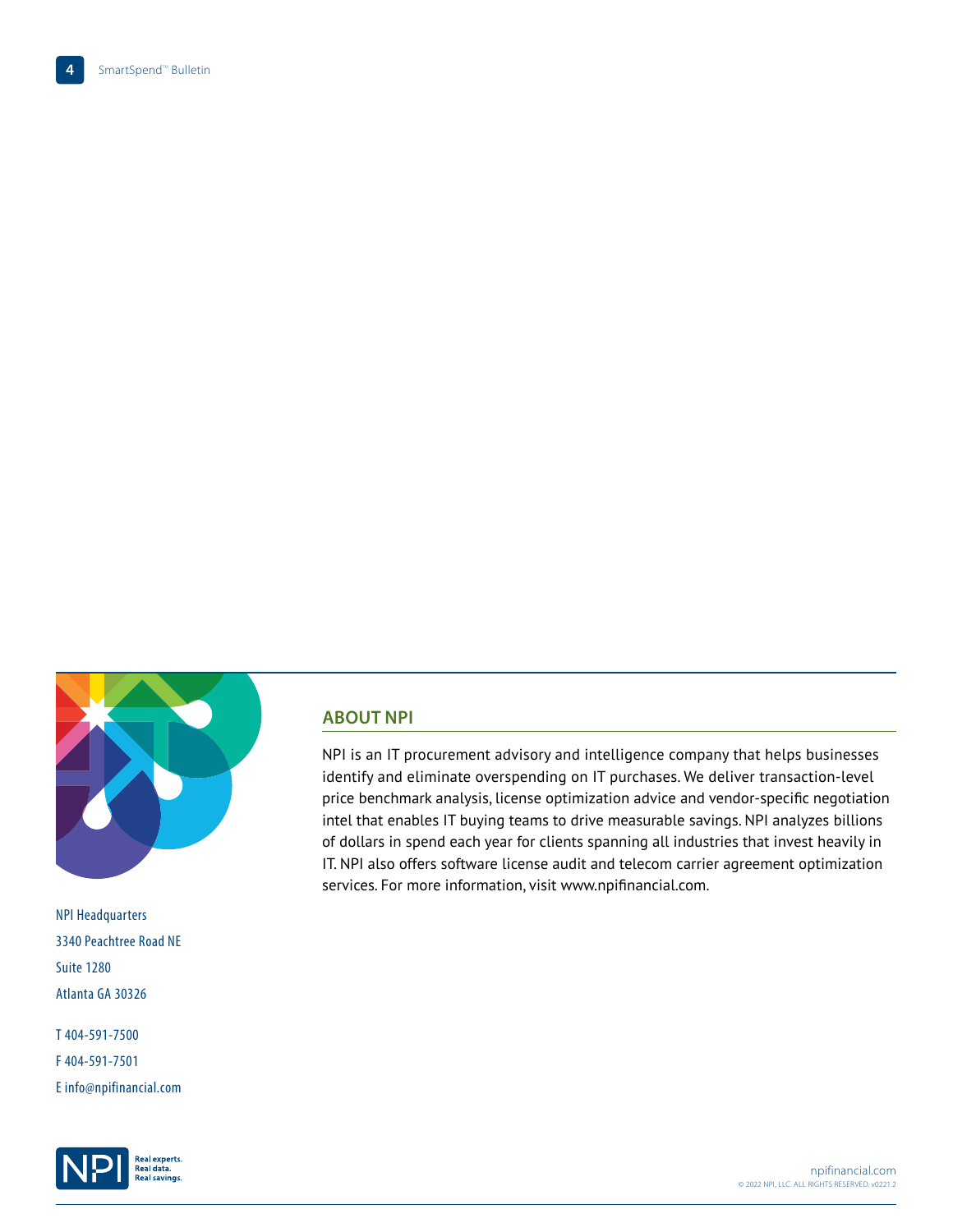## ABOUT NPI

NPI is an IT procurement advisory and intelligence company that helps businesses identify and eliminate overspending on IT purchases. We deliver transaction-level price benchmark analysis, license optimization advice and vendor-specific negotiation intel that enables IT buying teams to drive measurable savings. NPI analyzes billions of dollars in spend each year for clients spanning all industries that invest heavily in IT. NPI also offers software license audit and telecom carrier agreement optimization services. For more information, visit www.npifinancial.com.

NPI Headquarters
3340 Peachtree Road NE
Suite 1280
Atlanta GA 30326

T 404-591-7500
F 404-591-7501
E info@npifinancial.com

Real experts.
Real data.
Real savings.

npifinancial.com
© 2022 NPI, LLC. ALL RIGHTS RESERVED. v0221.2